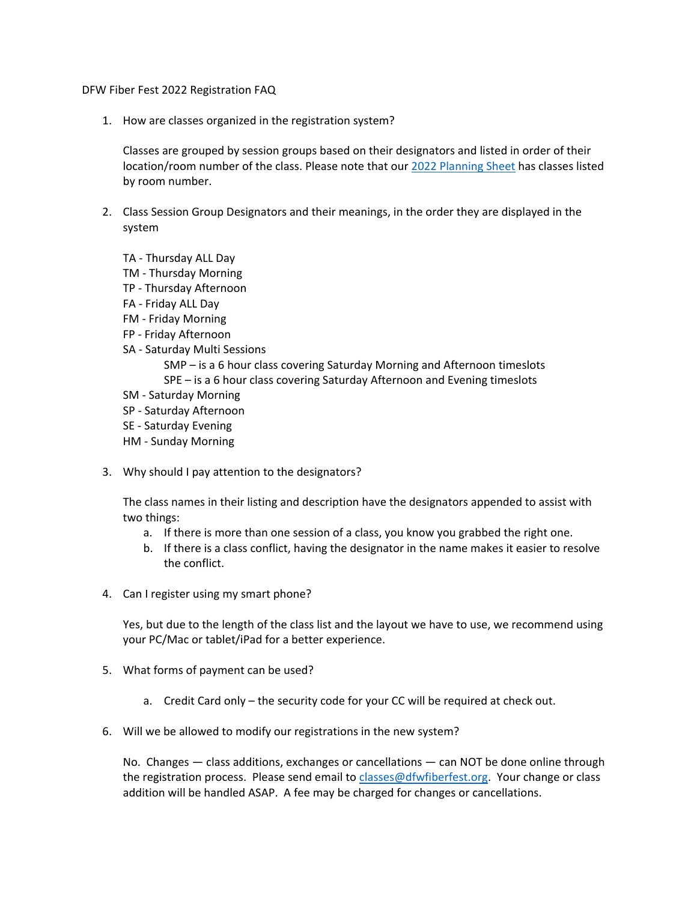# DFW Fiber Fest 2022 Registration FAQ

1. How are classes organized in the registration system?

   Classes are grouped by session groups based on their designators and listed in order of their location/room number of the class. Please note that our [2022 Planning Sheet]() has classes listed by room number.

2. Class Session Group Designators and their meanings, in the order they are displayed in the system

   TA - Thursday ALL Day
   TM - Thursday Morning
   TP - Thursday Afternoon
   FA - Friday ALL Day
   FM - Friday Morning
   FP - Friday Afternoon
   SA - Saturday Multi Sessions
      SMP – is a 6 hour class covering Saturday Morning and Afternoon timeslots
      SPE – is a 6 hour class covering Saturday Afternoon and Evening timeslots
   SM - Saturday Morning
   SP - Saturday Afternoon
   SE - Saturday Evening
   HM - Sunday Morning

3. Why should I pay attention to the designators?

   The class names in their listing and description have the designators appended to assist with two things:

   a. If there is more than one session of a class, you know you grabbed the right one.
   b. If there is a class conflict, having the designator in the name makes it easier to resolve the conflict.

4. Can I register using my smart phone?

   Yes, but due to the length of the class list and the layout we have to use, we recommend using your PC/Mac or tablet/iPad for a better experience.

5. What forms of payment can be used?

   a. Credit Card only – the security code for your CC will be required at check out.

6. Will we be allowed to modify our registrations in the new system?

   No. Changes — class additions, exchanges or cancellations — can NOT be done online through the registration process. Please send email to [classes@dfwfiberfest.org](mailto:classes@dfwfiberfest.org). Your change or class addition will be handled ASAP. A fee may be charged for changes or cancellations.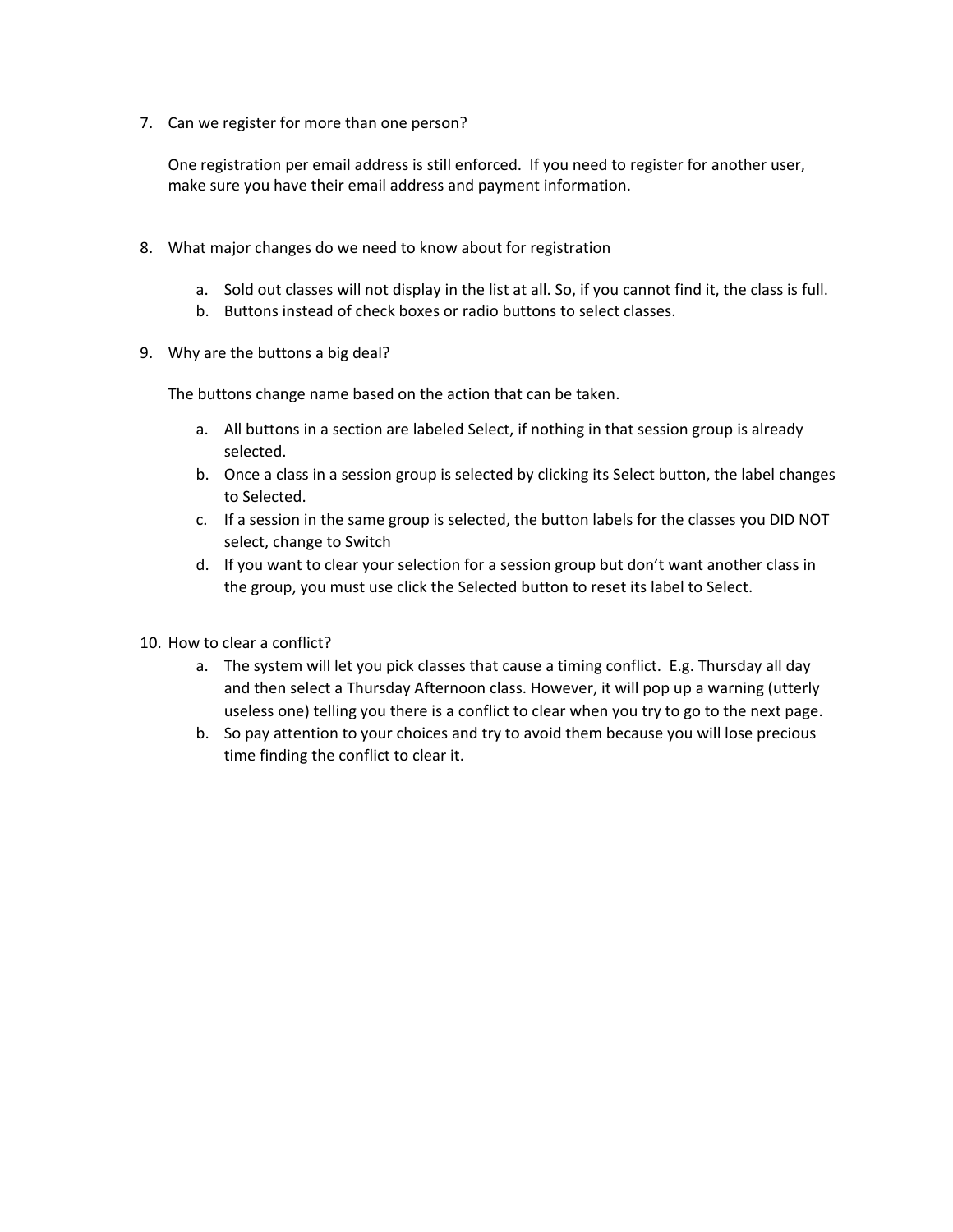7. Can we register for more than one person?

   One registration per email address is still enforced. If you need to register for another user, make sure you have their email address and payment information.

8. What major changes do we need to know about for registration

   a. Sold out classes will not display in the list at all. So, if you cannot find it, the class is full.
   b. Buttons instead of check boxes or radio buttons to select classes.

9. Why are the buttons a big deal?

   The buttons change name based on the action that can be taken.

   a. All buttons in a section are labeled Select, if nothing in that session group is already selected.
   b. Once a class in a session group is selected by clicking its Select button, the label changes to Selected.
   c. If a session in the same group is selected, the button labels for the classes you DID NOT select, change to Switch
   d. If you want to clear your selection for a session group but don't want another class in the group, you must use click the Selected button to reset its label to Select.

10. How to clear a conflict?
    a. The system will let you pick classes that cause a timing conflict. E.g. Thursday all day and then select a Thursday Afternoon class. However, it will pop up a warning (utterly useless one) telling you there is a conflict to clear when you try to go to the next page.
    b. So pay attention to your choices and try to avoid them because you will lose precious time finding the conflict to clear it.